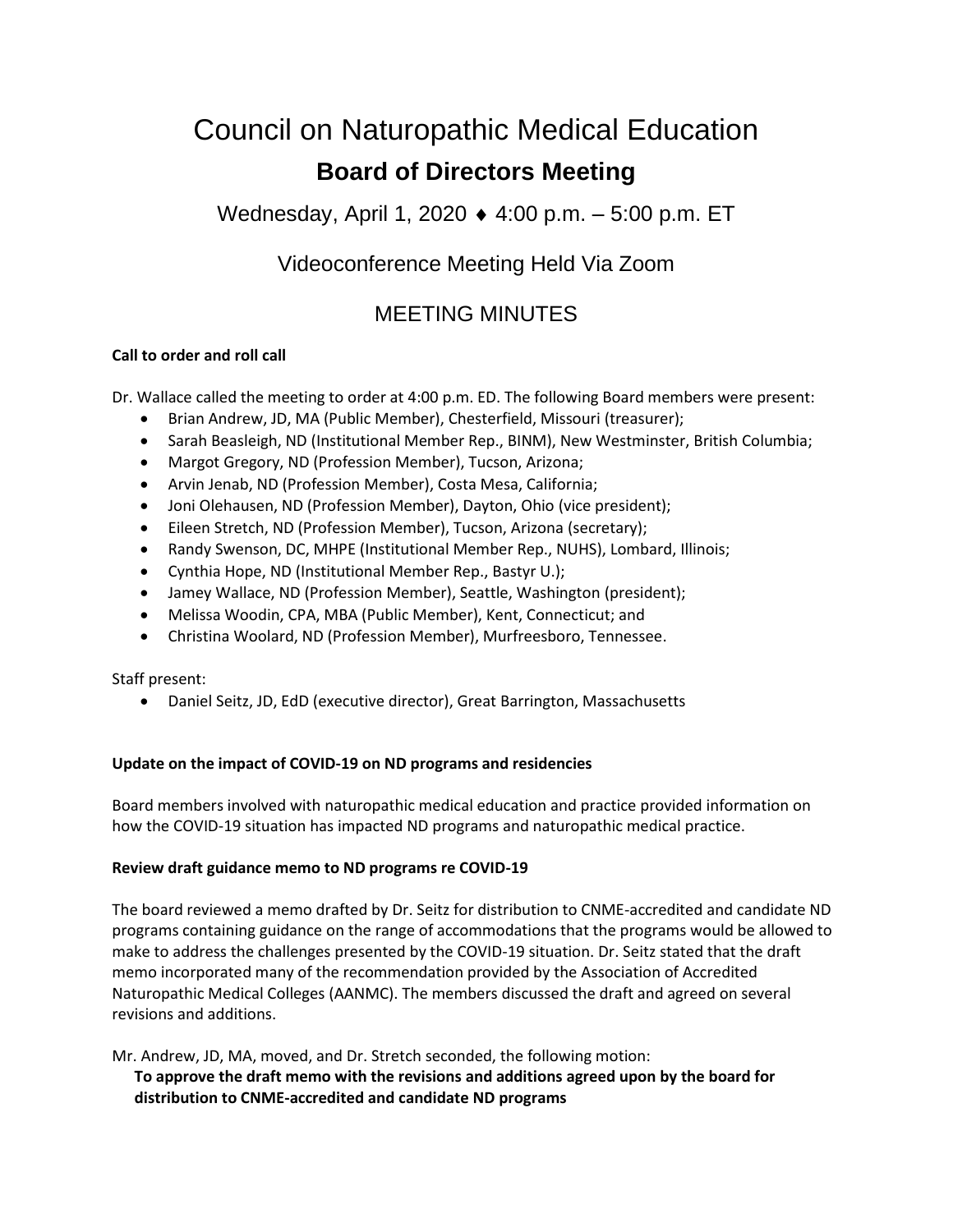# Council on Naturopathic Medical Education

## Board of Directors Meeting

Wednesday, April 1, 2020 ♦ 4:00 p.m. – 5:00 p.m. ET

Videoconference Meeting Held Via Zoom

MEETING MINUTES

**Call to order and roll call**

Dr. Wallace called the meeting to order at 4:00 p.m. ED. The following Board members were present:

- Brian Andrew, JD, MA (Public Member), Chesterfield, Missouri (treasurer);
- Sarah Beasleigh, ND (Institutional Member Rep., BINM), New Westminster, British Columbia;
- Margot Gregory, ND (Profession Member), Tucson, Arizona;
- Arvin Jenab, ND (Profession Member), Costa Mesa, California;
- Joni Olehausen, ND (Profession Member), Dayton, Ohio (vice president);
- Eileen Stretch, ND (Profession Member), Tucson, Arizona (secretary);
- Randy Swenson, DC, MHPE (Institutional Member Rep., NUHS), Lombard, Illinois;
- Cynthia Hope, ND (Institutional Member Rep., Bastyr U.);
- Jamey Wallace, ND (Profession Member), Seattle, Washington (president);
- Melissa Woodin, CPA, MBA (Public Member), Kent, Connecticut; and
- Christina Woolard, ND (Profession Member), Murfreesboro, Tennessee.

Staff present:

- Daniel Seitz, JD, EdD (executive director), Great Barrington, Massachusetts

**Update on the impact of COVID-19 on ND programs and residencies**

Board members involved with naturopathic medical education and practice provided information on how the COVID-19 situation has impacted ND programs and naturopathic medical practice.

**Review draft guidance memo to ND programs re COVID-19**

The board reviewed a memo drafted by Dr. Seitz for distribution to CNME-accredited and candidate ND programs containing guidance on the range of accommodations that the programs would be allowed to make to address the challenges presented by the COVID-19 situation. Dr. Seitz stated that the draft memo incorporated many of the recommendation provided by the Association of Accredited Naturopathic Medical Colleges (AANMC). The members discussed the draft and agreed on several revisions and additions.

Mr. Andrew, JD, MA, moved, and Dr. Stretch seconded, the following motion:

**To approve the draft memo with the revisions and additions agreed upon by the board for distribution to CNME-accredited and candidate ND programs**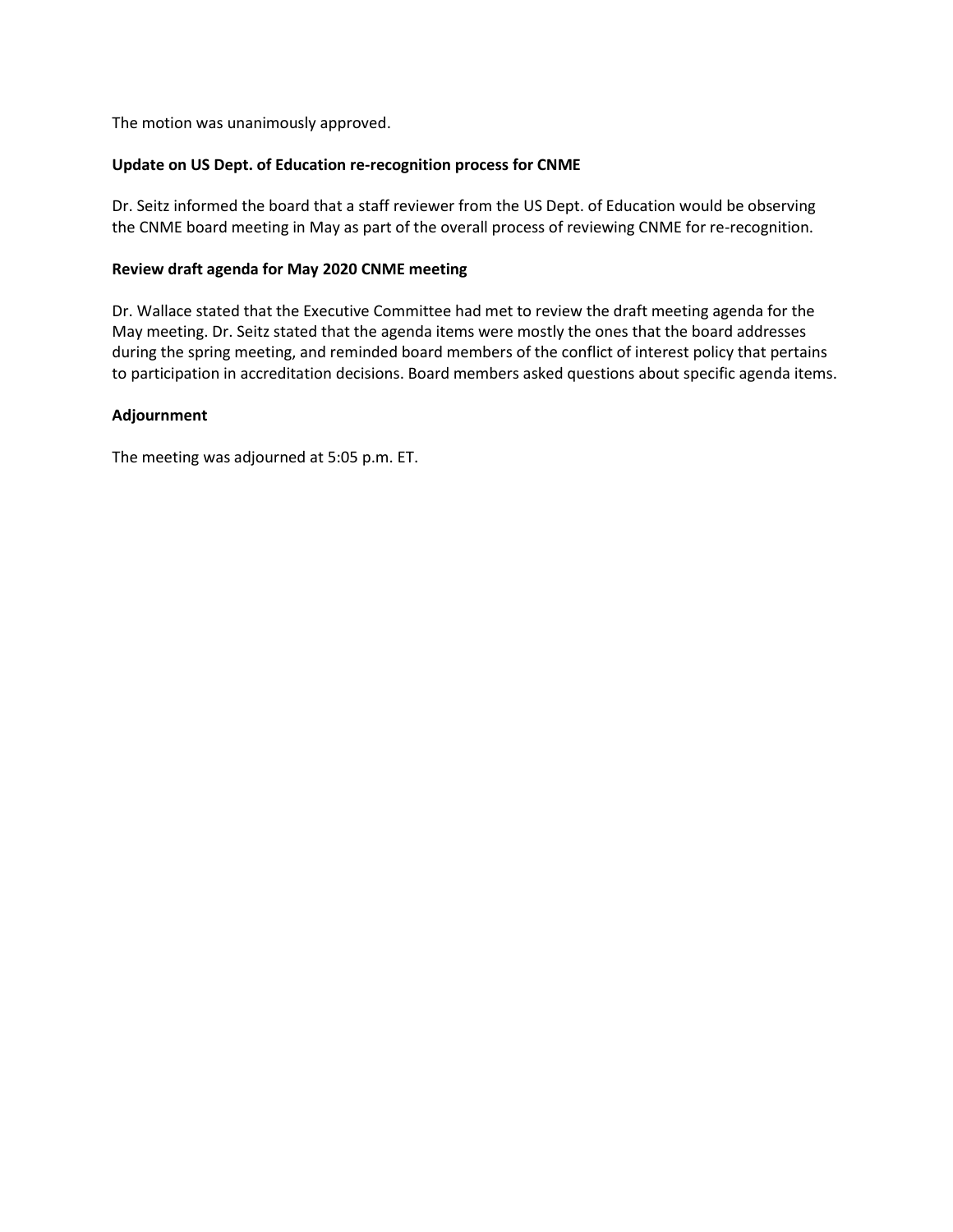The motion was unanimously approved.

**Update on US Dept. of Education re-recognition process for CNME**

Dr. Seitz informed the board that a staff reviewer from the US Dept. of Education would be observing the CNME board meeting in May as part of the overall process of reviewing CNME for re-recognition.

**Review draft agenda for May 2020 CNME meeting**

Dr. Wallace stated that the Executive Committee had met to review the draft meeting agenda for the May meeting. Dr. Seitz stated that the agenda items were mostly the ones that the board addresses during the spring meeting, and reminded board members of the conflict of interest policy that pertains to participation in accreditation decisions. Board members asked questions about specific agenda items.

**Adjournment**

The meeting was adjourned at 5:05 p.m. ET.